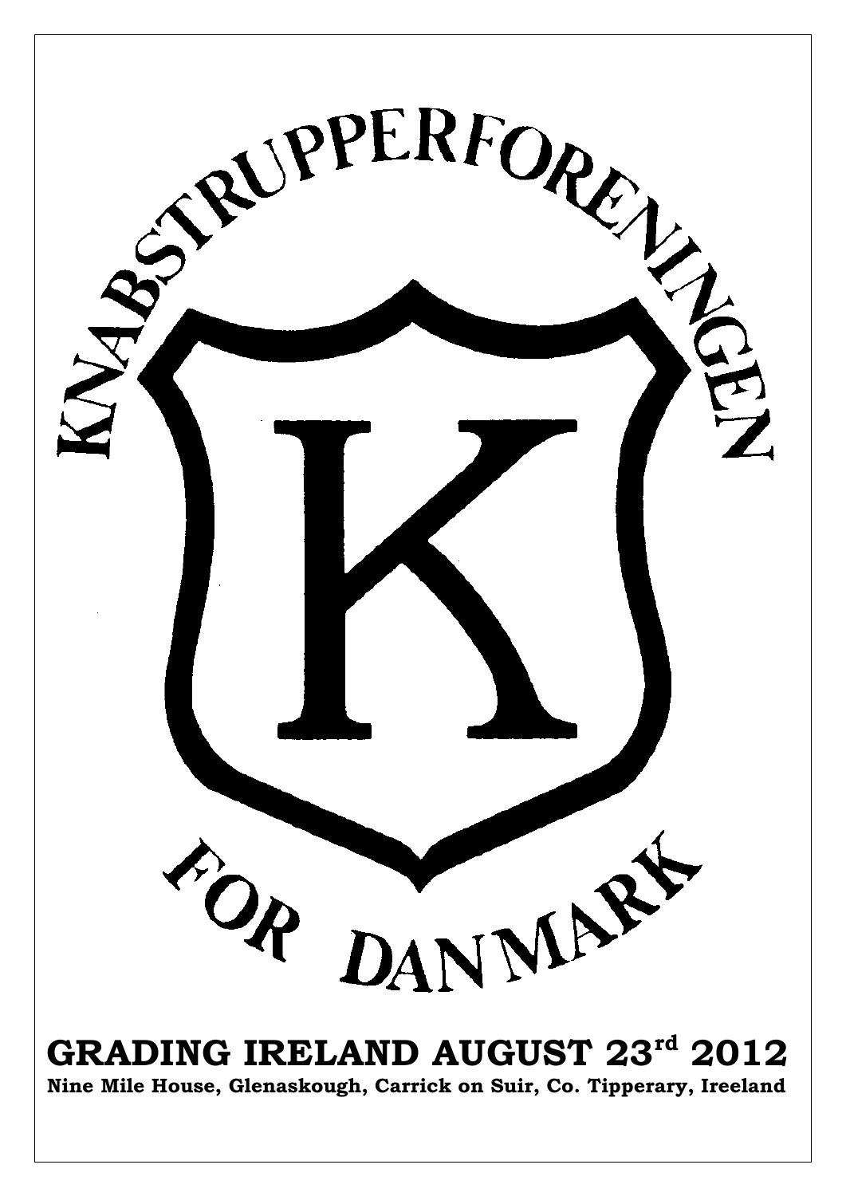KNABSTRUPPERFORENINGEN

K

FOR DANMARK

# GRADING IRELAND AUGUST 23rd 2012

**Nine Mile House, Glenaskough, Carrick on Suir, Co. Tipperary, Ireeland**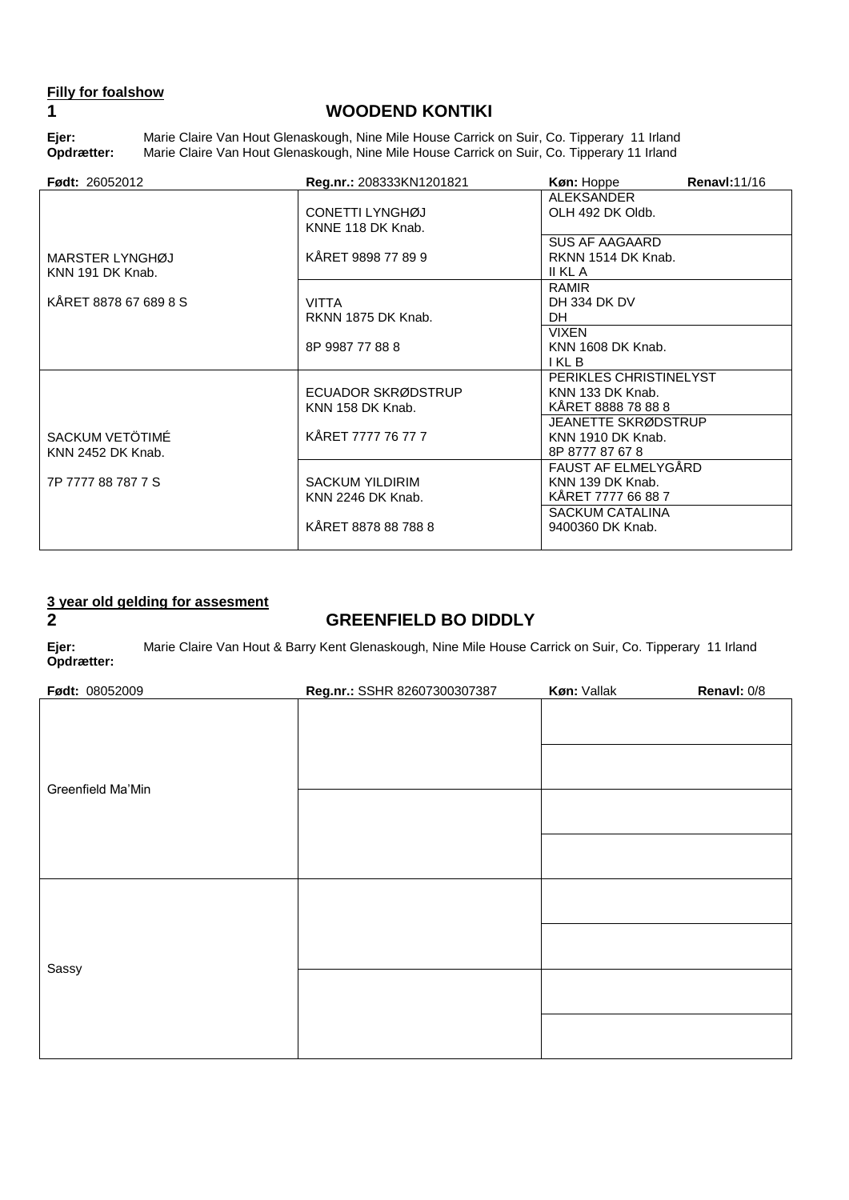**Filly for foalshow**

## 1 WOODEND KONTIKI

**Ejer:** Marie Claire Van Hout Glenaskough, Nine Mile House Carrick on Suir, Co. Tipperary 11 Irland
**Opdrætter:** Marie Claire Van Hout Glenaskough, Nine Mile House Carrick on Suir, Co. Tipperary 11 Irland

| **Født:** 26052012 | **Reg.nr.:** 208333KN1201821 | **Køn:** Hoppe **Renavl:** 11/16 |
|---|---|---|
| MARSTER LYNGHØJ KNN 191 DK Knab. KÅRET 8878 67 689 8 S | CONETTI LYNGHØJ KNNE 118 DK Knab. KÅRET 9898 77 89 9 | ALEKSANDER OLH 492 DK Oldb. |
| | | SUS AF AAGAARD RKNN 1514 DK Knab. II KL A |
| | VITTA RKNN 1875 DK Knab. 8P 9987 77 88 8 | RAMIR DH 334 DK DV DH |
| | | VIXEN KNN 1608 DK Knab. I KL B |
| SACKUM VETÖTIMÉ KNN 2452 DK Knab. 7P 7777 88 787 7 S | ECUADOR SKRØDSTRUP KNN 158 DK Knab. KÅRET 7777 76 77 7 | PERIKLES CHRISTINELYST KNN 133 DK Knab. KÅRET 8888 78 88 8 |
| | | JEANETTE SKRØDSTRUP KNN 1910 DK Knab. 8P 8777 87 67 8 |
| | SACKUM YILDIRIM KNN 2246 DK Knab. KÅRET 8878 88 788 8 | FAUST AF ELMELYGÅRD KNN 139 DK Knab. KÅRET 7777 66 88 7 |
| | | SACKUM CATALINA 9400360 DK Knab. |

**3 year old gelding for assesment**

## 2 GREENFIELD BO DIDDLY

**Ejer:** Marie Claire Van Hout & Barry Kent Glenaskough, Nine Mile House Carrick on Suir, Co. Tipperary 11 Irland
**Opdrætter:**

| **Født:** 08052009 | **Reg.nr.:** SSHR 82607300307387 | **Køn:** Vallak **Renavl:** 0/8 |
|---|---|---|
| Greenfield Ma'Min | | |
| | | |
| | | |
| | | |
| Sassy | | |
| | | |
| | | |
| | | |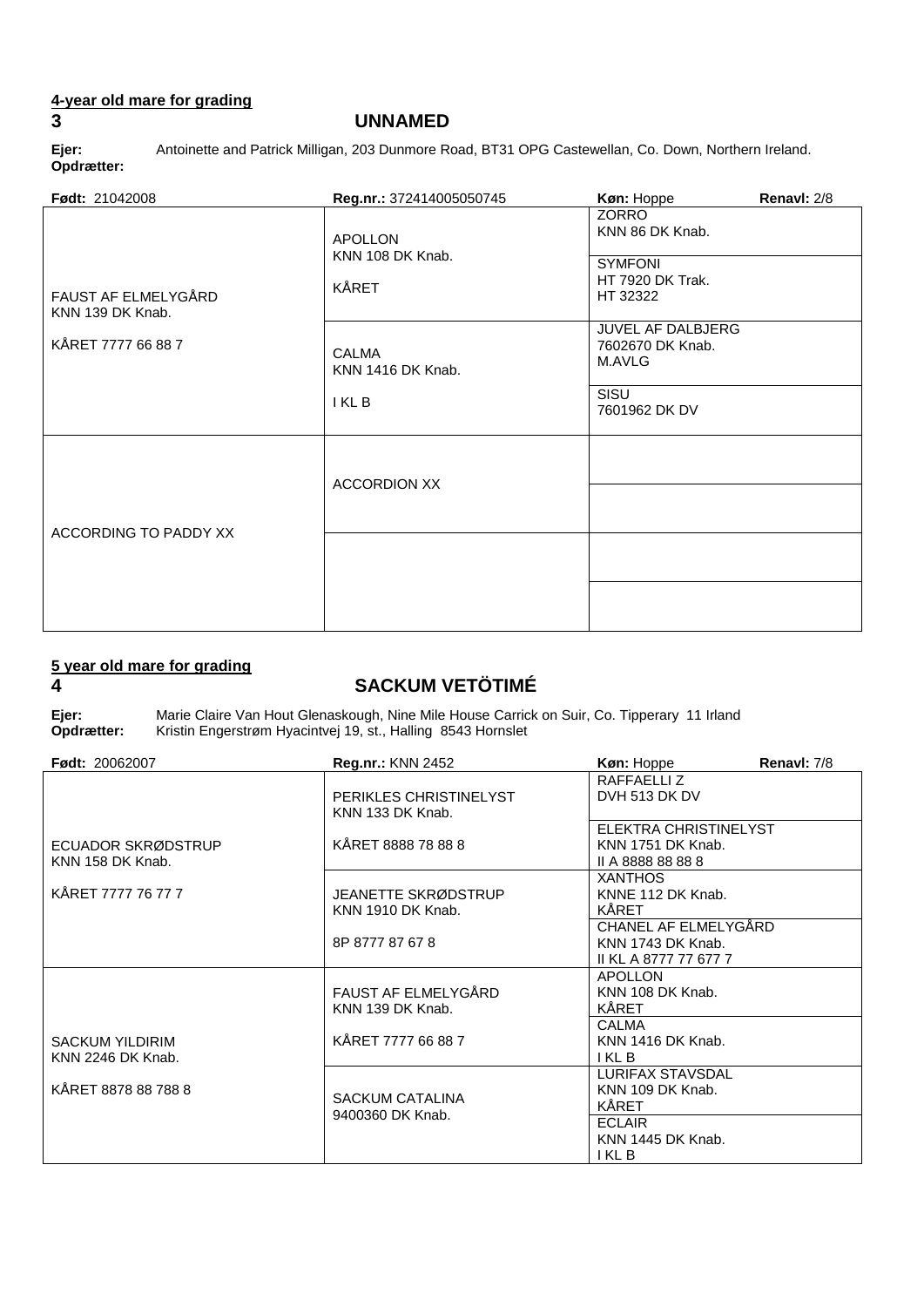**4-year old mare for grading**

## 3 UNNAMED

**Ejer:** Antoinette and Patrick Milligan, 203 Dunmore Road, BT31 OPG Castewellan, Co. Down, Northern Ireland.
**Opdrætter:**

**Født:** 21042008 **Reg.nr.:** 372414005050745 **Køn:** Hoppe **Renavl:** 2/8

| | | |
|---|---|---|
| FAUST AF ELMELYGÅRD KNN 139 DK Knab. KÅRET 7777 66 88 7 | APOLLON KNN 108 DK Knab. KÅRET | ZORRO KNN 86 DK Knab. |
| | | SYMFONI HT 7920 DK Trak. HT 32322 |
| | CALMA KNN 1416 DK Knab. I KL B | JUVEL AF DALBJERG 7602670 DK Knab. M.AVLG |
| | | SISU 7601962 DK DV |
| ACCORDING TO PADDY XX | ACCORDION XX | |
| | | |
| | | |
| | | |

**5 year old mare for grading**

## 4 SACKUM VETÖTIMÉ

**Ejer:** Marie Claire Van Hout Glenaskough, Nine Mile House Carrick on Suir, Co. Tipperary 11 Irland
**Opdrætter:** Kristin Engerstrøm Hyacintvej 19, st., Halling 8543 Hornslet

**Født:** 20062007 **Reg.nr.:** KNN 2452 **Køn:** Hoppe **Renavl:** 7/8

| | | |
|---|---|---|
| ECUADOR SKRØDSTRUP KNN 158 DK Knab. KÅRET 7777 76 77 7 | PERIKLES CHRISTINELYST KNN 133 DK Knab. KÅRET 8888 78 88 8 | RAFFAELLI Z DVH 513 DK DV |
| | | ELEKTRA CHRISTINELYST KNN 1751 DK Knab. II A 8888 88 88 8 |
| | JEANETTE SKRØDSTRUP KNN 1910 DK Knab. 8P 8777 87 67 8 | XANTHOS KNNE 112 DK Knab. KÅRET |
| | | CHANEL AF ELMELYGÅRD KNN 1743 DK Knab. II KL A 8777 77 677 7 |
| SACKUM YILDIRIM KNN 2246 DK Knab. KÅRET 8878 88 788 8 | FAUST AF ELMELYGÅRD KNN 139 DK Knab. KÅRET 7777 66 88 7 | APOLLON KNN 108 DK Knab. KÅRET |
| | | CALMA KNN 1416 DK Knab. I KL B |
| | SACKUM CATALINA 9400360 DK Knab. | LURIFAX STAVSDAL KNN 109 DK Knab. KÅRET |
| | | ECLAIR KNN 1445 DK Knab. I KL B |